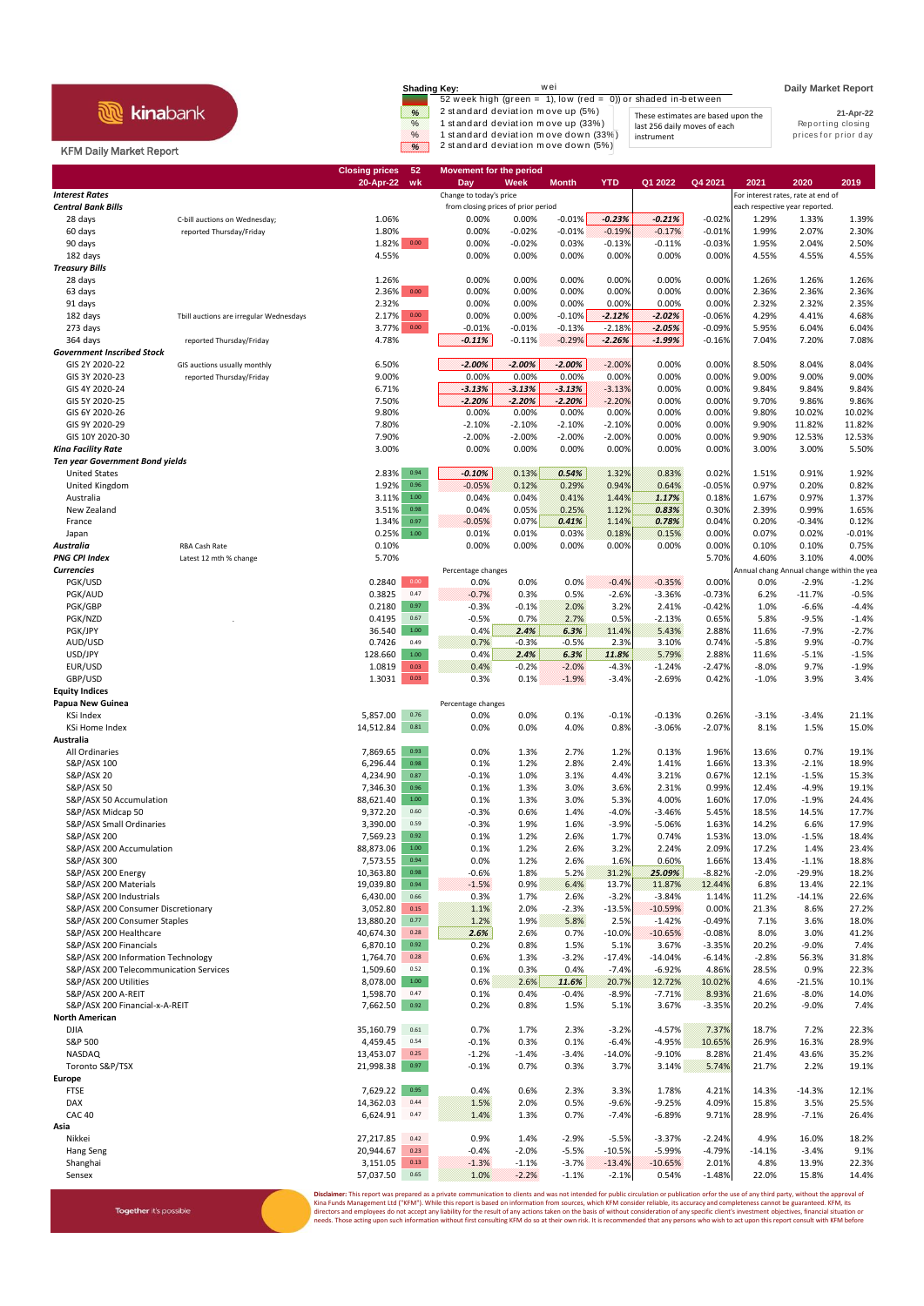kinabank

KFM Daily Market Report

**Shading Key:**

| | |
|---|---|
| | 52 week high (green = 1), low (red = 0)) or shaded in-between |
| % | 2 standard deviation move up (5%) |
| % | 1 standard deviation move up (33%) |
| % | 1 standard deviation move down (33%) |
| % | 2 standard deviation move down (5%) |

These estimates are based upon the last 256 daily moves of each instrument

**Daily Market Report**

21-Apr-22

Reporting closing prices for prior day

| | | Closing prices 20-Apr-22 | 52 wk | Day | Week | Month | YTD | Q1 2022 | Q4 2021 | 2021 | 2020 | 2019 |
|---|---|---|---|---|---|---|---|---|---|---|---|---|
| ***Interest Rates*** | | | | Change to today's price | | | | | | For interest rates, rate at end of | | |
| ***Central Bank Bills*** | | | | from closing prices of prior period | | | | | | each respective year reported. | | |
| 28 days | C-bill auctions on Wednesday; | 1.06% | | 0.00% | 0.00% | -0.01% | -0.23% | -0.21% | -0.02% | 1.29% | 1.33% | 1.39% |
| 60 days | reported Thursday/Friday | 1.80% | | 0.00% | -0.02% | -0.01% | -0.19% | -0.17% | -0.01% | 1.99% | 2.07% | 2.30% |
| 90 days | | 1.82% | 0.00 | 0.00% | -0.02% | 0.03% | -0.13% | -0.11% | -0.03% | 1.95% | 2.04% | 2.50% |
| 182 days | | 4.55% | | 0.00% | 0.00% | 0.00% | 0.00% | 0.00% | 0.00% | 4.55% | 4.55% | 4.55% |
| ***Treasury Bills*** | | | | | | | | | | | | |
| 28 days | | 1.26% | | 0.00% | 0.00% | 0.00% | 0.00% | 0.00% | 0.00% | 1.26% | 1.26% | 1.26% |
| 63 days | | 2.36% | 0.00 | 0.00% | 0.00% | 0.00% | 0.00% | 0.00% | 0.00% | 2.36% | 2.36% | 2.36% |
| 91 days | | 2.32% | | 0.00% | 0.00% | 0.00% | 0.00% | 0.00% | 0.00% | 2.32% | 2.32% | 2.35% |
| 182 days | Tbill auctions are irregular Wednesdays | 2.17% | 0.00 | 0.00% | 0.00% | -0.10% | -2.12% | -2.02% | -0.06% | 4.29% | 4.41% | 4.68% |
| 273 days | | 3.77% | 0.00 | -0.01% | -0.01% | -0.13% | -2.18% | -2.05% | -0.09% | 5.95% | 6.04% | 6.04% |
| 364 days | reported Thursday/Friday | 4.78% | | -0.11% | -0.11% | -0.29% | -2.26% | -1.99% | -0.16% | 7.04% | 7.20% | 7.08% |
| ***Government Inscribed Stock*** | | | | | | | | | | | | |
| GIS 2Y 2020-22 | GIS auctions usually monthly | 6.50% | | -2.00% | -2.00% | -2.00% | -2.00% | 0.00% | 0.00% | 8.50% | 8.04% | 8.04% |
| GIS 3Y 2020-23 | reported Thursday/Friday | 9.00% | | 0.00% | 0.00% | 0.00% | 0.00% | 0.00% | 0.00% | 9.00% | 9.00% | 9.00% |
| GIS 4Y 2020-24 | | 6.71% | | -3.13% | -3.13% | -3.13% | -3.13% | 0.00% | 0.00% | 9.84% | 9.84% | 9.84% |
| GIS 5Y 2020-25 | | 7.50% | | -2.20% | -2.20% | -2.20% | -2.20% | 0.00% | 0.00% | 9.70% | 9.86% | 9.86% |
| GIS 6Y 2020-26 | | 9.80% | | 0.00% | 0.00% | 0.00% | 0.00% | 0.00% | 0.00% | 9.80% | 10.02% | 10.02% |
| GIS 9Y 2020-29 | | 7.80% | | -2.10% | -2.10% | -2.10% | -2.10% | 0.00% | 0.00% | 9.90% | 11.82% | 11.82% |
| GIS 10Y 2020-30 | | 7.90% | | -2.00% | -2.00% | -2.00% | -2.00% | 0.00% | 0.00% | 9.90% | 12.53% | 12.53% |
| ***Kina Facility Rate*** | | 3.00% | | 0.00% | 0.00% | 0.00% | 0.00% | 0.00% | 0.00% | 3.00% | 3.00% | 5.50% |
| ***Ten year Government Bond yields*** | | | | | | | | | | | | |
| United States | | 2.83% | 0.94 | -0.10% | 0.13% | 0.54% | 1.32% | 0.83% | 0.02% | 1.51% | 0.91% | 1.92% |
| United Kingdom | | 1.92% | 0.96 | -0.05% | 0.12% | 0.29% | 0.94% | 0.64% | -0.05% | 0.97% | 0.20% | 0.82% |
| Australia | | 3.11% | 1.00 | 0.04% | 0.04% | 0.41% | 1.44% | 1.17% | 0.18% | 1.67% | 0.97% | 1.37% |
| New Zealand | | 3.51% | 0.98 | 0.04% | 0.05% | 0.25% | 1.12% | 0.83% | 0.30% | 2.39% | 0.99% | 1.65% |
| France | | 1.34% | 0.97 | -0.05% | 0.07% | 0.41% | 1.14% | 0.78% | 0.04% | 0.20% | -0.34% | 0.12% |
| Japan | | 0.25% | 1.00 | 0.01% | 0.01% | 0.03% | 0.18% | 0.15% | 0.00% | 0.07% | 0.02% | -0.01% |
| ***Australia*** | RBA Cash Rate | 0.10% | | 0.00% | 0.00% | 0.00% | 0.00% | 0.00% | 0.00% | 0.10% | 0.10% | 0.75% |
| ***PNG CPI Index*** | Latest 12 mth % change | 5.70% | | | | | | | 5.70% | 4.60% | 3.10% | 4.00% |
| ***Currencies*** | | | | Percentage changes | | | | | | Annual chang | Annual change within the yea | |
| PGK/USD | | 0.2840 | 0.00 | 0.0% | 0.0% | 0.0% | -0.4% | -0.35% | 0.00% | 0.0% | -2.9% | -1.2% |
| PGK/AUD | | 0.3825 | 0.47 | -0.7% | 0.3% | 0.5% | -2.6% | -3.36% | -0.73% | 6.2% | -11.7% | -0.5% |
| PGK/GBP | | 0.2180 | 0.97 | -0.3% | -0.1% | 2.0% | 3.2% | 2.41% | -0.42% | 1.0% | -6.6% | -4.4% |
| PGK/NZD | | 0.4195 | 0.67 | -0.5% | 0.7% | 2.7% | 0.5% | -2.13% | 0.65% | 5.8% | -9.5% | -1.4% |
| PGK/JPY | | 36.540 | 1.00 | 0.4% | 2.4% | 6.3% | 11.4% | 5.43% | 2.88% | 11.6% | -7.9% | -2.7% |
| AUD/USD | | 0.7426 | 0.49 | 0.7% | -0.3% | -0.5% | 2.3% | 3.10% | 0.74% | -5.8% | 9.9% | -0.7% |
| USD/JPY | | 128.660 | 1.00 | 0.4% | 2.4% | 6.3% | 11.8% | 5.79% | 2.88% | 11.6% | -5.1% | -1.5% |
| EUR/USD | | 1.0819 | 0.03 | 0.4% | -0.2% | -2.0% | -4.3% | -1.24% | -2.47% | -8.0% | 9.7% | -1.9% |
| GBP/USD | | 1.3031 | 0.03 | 0.3% | 0.1% | -1.9% | -3.4% | -2.69% | 0.42% | -1.0% | 3.9% | 3.4% |
| **Equity Indices** | | | | | | | | | | | | |
| **Papua New Guinea** | | | | Percentage changes | | | | | | | | |
| KSi Index | | 5,857.00 | 0.76 | 0.0% | 0.0% | 0.1% | -0.1% | -0.13% | 0.26% | -3.1% | -3.4% | 21.1% |
| KSi Home Index | | 14,512.84 | 0.81 | 0.0% | 0.0% | 4.0% | 0.8% | -3.06% | -2.07% | 8.1% | 1.5% | 15.0% |
| **Australia** | | | | | | | | | | | | |
| All Ordinaries | | 7,869.65 | 0.93 | 0.0% | 1.3% | 2.7% | 1.2% | 0.13% | 1.96% | 13.6% | 0.7% | 19.1% |
| S&P/ASX 100 | | 6,296.44 | 0.98 | 0.1% | 1.2% | 2.8% | 2.4% | 1.41% | 1.66% | 13.3% | -2.1% | 18.9% |
| S&P/ASX 20 | | 4,234.90 | 0.87 | -0.1% | 1.0% | 3.1% | 4.4% | 3.21% | 0.67% | 12.1% | -1.5% | 15.3% |
| S&P/ASX 50 | | 7,346.30 | 0.96 | 0.1% | 1.3% | 3.0% | 3.6% | 2.31% | 0.99% | 12.4% | -4.9% | 19.1% |
| S&P/ASX 50 Accumulation | | 88,621.40 | 1.00 | 0.1% | 1.3% | 3.0% | 5.3% | 4.00% | 1.60% | 17.0% | -1.9% | 24.4% |
| S&P/ASX Midcap 50 | | 9,372.20 | 0.60 | -0.3% | 0.6% | 1.4% | -4.0% | -3.46% | 5.45% | 18.5% | 14.5% | 17.7% |
| S&P/ASX Small Ordinaries | | 3,390.00 | 0.59 | -0.3% | 1.9% | 1.6% | -3.9% | -5.06% | 1.63% | 14.2% | 6.6% | 17.9% |
| S&P/ASX 200 | | 7,569.23 | 0.92 | 0.1% | 1.2% | 2.6% | 1.7% | 0.74% | 1.53% | 13.0% | -1.5% | 18.4% |
| S&P/ASX 200 Accumulation | | 88,873.06 | 1.00 | 0.1% | 1.2% | 2.6% | 3.2% | 2.24% | 2.09% | 17.2% | 1.4% | 23.4% |
| S&P/ASX 300 | | 7,573.55 | 0.94 | 0.0% | 1.2% | 2.6% | 1.6% | 0.60% | 1.66% | 13.4% | -1.1% | 18.8% |
| S&P/ASX 200 Energy | | 10,363.80 | 0.98 | -0.6% | 1.8% | 5.2% | 31.2% | 25.09% | -8.82% | -2.0% | -29.9% | 18.2% |
| S&P/ASX 200 Materials | | 19,039.80 | 0.94 | -1.5% | 0.9% | 6.4% | 13.7% | 11.87% | 12.44% | 6.8% | 13.4% | 22.1% |
| S&P/ASX 200 Industrials | | 6,430.00 | 0.66 | 0.3% | 1.7% | 2.6% | -3.2% | -3.84% | 1.14% | 11.2% | -14.1% | 22.6% |
| S&P/ASX 200 Consumer Discretionary | | 3,052.80 | 0.15 | 1.1% | 2.0% | -2.3% | -13.5% | -10.59% | 0.00% | 21.3% | 8.6% | 27.2% |
| S&P/ASX 200 Consumer Staples | | 13,880.20 | 0.77 | 1.2% | 1.9% | 5.8% | 2.5% | -1.42% | -0.49% | 7.1% | 3.6% | 18.0% |
| S&P/ASX 200 Healthcare | | 40,674.30 | 0.28 | 2.6% | 2.6% | 0.7% | -10.0% | -10.65% | -0.08% | 8.0% | 3.0% | 41.2% |
| S&P/ASX 200 Financials | | 6,870.10 | 0.92 | 0.2% | 0.8% | 1.5% | 5.1% | 3.67% | -3.35% | 20.2% | -9.0% | 7.4% |
| S&P/ASX 200 Information Technology | | 1,764.70 | 0.28 | 0.6% | 1.3% | -3.2% | -17.4% | -14.04% | -6.14% | -2.8% | 56.3% | 31.8% |
| S&P/ASX 200 Telecommunication Services | | 1,509.60 | 0.52 | 0.1% | 0.3% | 0.4% | -7.4% | -6.92% | 4.86% | 28.5% | 0.9% | 22.3% |
| S&P/ASX 200 Utilities | | 8,078.00 | 1.00 | 0.6% | 2.6% | 11.6% | 20.7% | 12.72% | 10.02% | 4.6% | -21.5% | 10.1% |
| S&P/ASX 200 A-REIT | | 1,598.70 | 0.47 | 0.1% | 0.4% | -0.4% | -8.9% | -7.71% | 8.93% | 21.6% | -8.0% | 14.0% |
| S&P/ASX 200 Financial-x-A-REIT | | 7,662.50 | 0.92 | 0.2% | 0.8% | 1.5% | 5.1% | 3.67% | -3.35% | 20.2% | -9.0% | 7.4% |
| **North American** | | | | | | | | | | | | |
| DJIA | | 35,160.79 | 0.61 | 0.7% | 1.7% | 2.3% | -3.2% | -4.57% | 7.37% | 18.7% | 7.2% | 22.3% |
| S&P 500 | | 4,459.45 | 0.54 | -0.1% | 0.3% | 0.1% | -6.4% | -4.95% | 10.65% | 26.9% | 16.3% | 28.9% |
| NASDAQ | | 13,453.07 | 0.25 | -1.2% | -1.4% | -3.4% | -14.0% | -9.10% | 8.28% | 21.4% | 43.6% | 35.2% |
| Toronto S&P/TSX | | 21,998.38 | 0.97 | -0.1% | 0.7% | 0.3% | 3.7% | 3.14% | 5.74% | 21.7% | 2.2% | 19.1% |
| **Europe** | | | | | | | | | | | | |
| FTSE | | 7,629.22 | 0.95 | 0.4% | 0.6% | 2.3% | 3.3% | 1.78% | 4.21% | 14.3% | -14.3% | 12.1% |
| DAX | | 14,362.03 | 0.44 | 1.5% | 2.0% | 0.5% | -9.6% | -9.25% | 4.09% | 15.8% | 3.5% | 25.5% |
| CAC 40 | | 6,624.91 | 0.47 | 1.4% | 1.3% | 0.7% | -7.4% | -6.89% | 9.71% | 28.9% | -7.1% | 26.4% |
| **Asia** | | | | | | | | | | | | |
| Nikkei | | 27,217.85 | 0.42 | 0.9% | 1.4% | -2.9% | -5.5% | -3.37% | -2.24% | 4.9% | 16.0% | 18.2% |
| Hang Seng | | 20,944.67 | 0.23 | -0.4% | -2.0% | -5.5% | -10.5% | -5.99% | -4.79% | -14.1% | -3.4% | 9.1% |
| Shanghai | | 3,151.05 | 0.13 | -1.3% | -1.1% | -3.7% | -13.4% | -10.65% | 2.01% | 4.8% | 13.9% | 22.3% |
| Sensex | | 57,037.50 | 0.65 | 1.0% | -2.2% | -1.1% | -2.1% | 0.54% | -1.48% | 22.0% | 15.8% | 14.4% |

Together it's possible

**Disclaimer:** This report was prepared as a private communication to clients and was not intended for public circulation or publication orfor the use of any third party, without the approval of Kina Funds Management Ltd ("KFM"). While this report is based on information from sources, which KFM consider reliable, its accuracy and completeness cannot be guaranteed. KFM, its directors and employees do not accept any liability for the result of any actions taken on the basis of without consideration of any specific client's investment objectives, financial situation or needs. Those acting upon such information without first consulting KFM do so at their own risk. It is recommended that any persons who wish to act upon this report consult with KFM before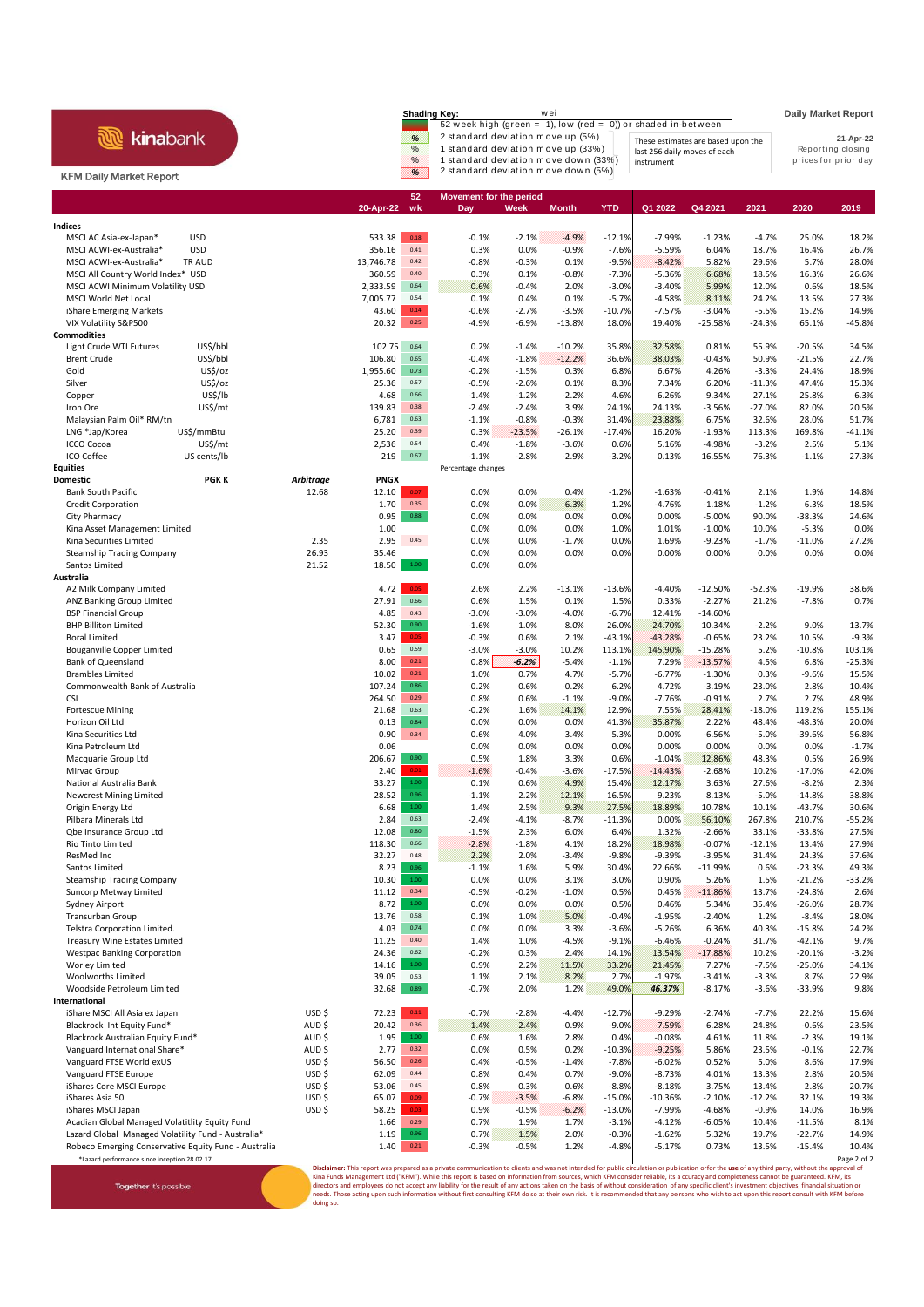kinabank

KFM Daily Market Report

**Shading Key:**

52 week high (green = 1), low (red = 0)) or shaded in-between

% 2 standard deviation move up (5%)
% 1 standard deviation move up (33%)
% 1 standard deviation move down (33%)
% 2 standard deviation move down (5%)

These estimates are based upon the last 256 daily moves of each instrument

Daily Market Report

21-Apr-22

Reporting closing prices for prior day

| | | | 20-Apr-22 | 52 wk | Day | Week | Month | YTD | Q1 2022 | Q4 2021 | 2021 | 2020 | 2019 |
|---|---|---|---|---|---|---|---|---|---|---|---|---|---|
| **Indices** | | | | | | | | | | | | | |
| MSCI AC Asia-ex-Japan* | USD | | 533.38 | 0.18 | -0.1% | -2.1% | -4.9% | -12.1% | -7.99% | -1.23% | -4.7% | 25.0% | 18.2% |
| MSCI ACWI-ex-Australia* | USD | | 356.16 | 0.41 | 0.3% | 0.0% | -0.9% | -7.6% | -5.59% | 6.04% | 18.7% | 16.4% | 26.7% |
| MSCI ACWI-ex-Australia* | TR AUD | | 13,746.78 | 0.42 | -0.8% | -0.3% | 0.1% | -9.5% | -8.42% | 5.82% | 29.6% | 5.7% | 28.0% |
| MSCI All Country World Index* | USD | | 360.59 | 0.40 | 0.3% | 0.1% | -0.8% | -7.3% | -5.36% | 6.68% | 18.5% | 16.3% | 26.6% |
| MSCI ACWI Minimum Volatility | USD | | 2,333.59 | 0.64 | 0.6% | -0.4% | 2.0% | -3.0% | -3.40% | 5.99% | 12.0% | 0.6% | 18.5% |
| MSCI World Net Local | | | 7,005.77 | 0.54 | 0.1% | 0.4% | 0.1% | -5.7% | -4.58% | 8.11% | 24.2% | 13.5% | 27.3% |
| iShare Emerging Markets | | | 43.60 | 0.14 | -0.6% | -2.7% | -3.5% | -10.7% | -7.57% | -3.04% | -5.5% | 15.2% | 14.9% |
| VIX Volatility S&P500 | | | 20.32 | 0.25 | -4.9% | -6.9% | -13.8% | 18.0% | 19.40% | -25.58% | -24.3% | 65.1% | -45.8% |
| **Commodities** | | | | | | | | | | | | | |
| Light Crude WTI Futures | US$/bbl | | 102.75 | 0.64 | 0.2% | -1.4% | -10.2% | 35.8% | 32.58% | 0.81% | 55.9% | -20.5% | 34.5% |
| Brent Crude | US$/bbl | | 106.80 | 0.65 | -0.4% | -1.8% | -12.2% | 36.6% | 38.03% | -0.43% | 50.9% | -21.5% | 22.7% |
| Gold | US$/oz | | 1,955.60 | 0.73 | -0.2% | -1.5% | 0.3% | 6.8% | 6.67% | 4.26% | -3.3% | 24.4% | 18.9% |
| Silver | US$/oz | | 25.36 | 0.57 | -0.5% | -2.6% | 0.1% | 8.3% | 7.34% | 6.20% | -11.3% | 47.4% | 15.3% |
| Copper | US$/lb | | 4.68 | 0.66 | -1.4% | -1.2% | -2.2% | 4.6% | 6.26% | 9.34% | 27.1% | 25.8% | 6.3% |
| Iron Ore | US$/mt | | 139.83 | 0.38 | -2.4% | -2.4% | 3.9% | 24.1% | 24.13% | -3.56% | -27.0% | 82.0% | 20.5% |
| Malaysian Palm Oil* RM/tn | | | 6,781 | 0.63 | -1.1% | -0.8% | -0.3% | 31.4% | 23.88% | 6.75% | 32.6% | 28.0% | 51.7% |
| LNG *Jap/Korea | US$/mmBtu | | 25.20 | 0.39 | 0.3% | -23.5% | -26.1% | -17.4% | 16.20% | -1.93% | 113.3% | 169.8% | -41.1% |
| ICCO Cocoa | US$/mt | | 2,536 | 0.54 | 0.4% | -1.8% | -3.6% | 0.6% | 5.16% | -4.98% | -3.2% | 2.5% | 5.1% |
| ICO Coffee | US cents/lb | | 219 | 0.67 | -1.1% | -2.8% | -2.9% | -3.2% | 0.13% | 16.55% | 76.3% | -1.1% | 27.3% |
| **Equities** | | | | | Percentage changes | | | | | | | | |
| **Domestic** | **PGK K** | ***Arbitrage*** | **PNGX** | | | | | | | | | | |
| Bank South Pacific | | 12.68 | 12.10 | 0.07 | 0.0% | 0.0% | 0.4% | -1.2% | -1.63% | -0.41% | 2.1% | 1.9% | 14.8% |
| Credit Corporation | | | 1.70 | 0.35 | 0.0% | 0.0% | 6.3% | 1.2% | -4.76% | -1.18% | -1.2% | 6.3% | 18.5% |
| City Pharmacy | | | 0.95 | 0.88 | 0.0% | 0.0% | 0.0% | 0.0% | 0.00% | -5.00% | 90.0% | -38.3% | 24.6% |
| Kina Asset Management Limited | | | 1.00 | | 0.0% | 0.0% | 0.0% | 1.0% | 1.01% | -1.00% | 10.0% | -5.3% | 0.0% |
| Kina Securities Limited | | 2.35 | 2.95 | 0.45 | 0.0% | 0.0% | -1.7% | 0.0% | 1.69% | -9.23% | -1.7% | -11.0% | 27.2% |
| Steamship Trading Company | | 26.93 | 35.46 | | 0.0% | 0.0% | 0.0% | 0.0% | 0.00% | 0.00% | 0.0% | 0.0% | 0.0% |
| Santos Limited | | 21.52 | 18.50 | 1.00 | 0.0% | 0.0% | | | | | | | |
| **Australia** | | | | | | | | | | | | | |
| A2 Milk Company Limited | | | 4.72 | 0.05 | 2.6% | 2.2% | -13.1% | -13.6% | -4.40% | -12.50% | -52.3% | -19.9% | 38.6% |
| ANZ Banking Group Limited | | | 27.91 | 0.66 | 0.6% | 1.5% | 0.1% | 1.5% | 0.33% | -2.27% | 21.2% | -7.8% | 0.7% |
| BSP Financial Group | | | 4.85 | 0.43 | -3.0% | -3.0% | -4.0% | -6.7% | 12.41% | -14.60% | | | |
| BHP Billiton Limited | | | 52.30 | 0.90 | -1.6% | 1.0% | 8.0% | 26.0% | 24.70% | 10.34% | -2.2% | 9.0% | 13.7% |
| Boral Limited | | | 3.47 | 0.05 | -0.3% | 0.6% | 2.1% | -43.1% | -43.28% | -0.65% | 23.2% | 10.5% | -9.3% |
| Bouganville Copper Limited | | | 0.65 | 0.59 | -3.0% | -3.0% | 10.2% | 113.1% | 145.90% | -15.28% | 5.2% | -10.8% | 103.1% |
| Bank of Queensland | | | 8.00 | 0.21 | 0.8% | -6.2% | -5.4% | -1.1% | 7.29% | -13.57% | 4.5% | 6.8% | -25.3% |
| Brambles Limited | | | 10.02 | 0.21 | 1.0% | 0.7% | 4.7% | -5.7% | -6.77% | -1.30% | 0.3% | -9.6% | 15.5% |
| Commonwealth Bank of Australia | | | 107.24 | 0.86 | 0.2% | 0.6% | -0.2% | 6.2% | 4.72% | -3.19% | 23.0% | 2.8% | 10.4% |
| CSL | | | 264.50 | 0.29 | 0.8% | 0.6% | -1.1% | -9.0% | -7.76% | -0.91% | 2.7% | 2.7% | 48.9% |
| Fortescue Mining | | | 21.68 | 0.63 | -0.2% | 1.6% | 14.1% | 12.9% | 7.55% | 28.41% | -18.0% | 119.2% | 155.1% |
| Horizon Oil Ltd | | | 0.13 | 0.84 | 0.0% | 0.0% | 0.0% | 41.3% | 35.87% | 2.22% | 48.4% | -48.3% | 20.0% |
| Kina Securities Ltd | | | 0.90 | 0.34 | 0.6% | 4.0% | 3.4% | 5.3% | 0.00% | -6.56% | -5.0% | -39.6% | 56.8% |
| Kina Petroleum Ltd | | | 0.06 | | 0.0% | 0.0% | 0.0% | 0.0% | 0.00% | 0.00% | 0.0% | 0.0% | -1.7% |
| Macquarie Group Ltd | | | 206.67 | 0.90 | 0.5% | 1.8% | 3.3% | 0.6% | -1.04% | 12.86% | 48.3% | 0.5% | 26.9% |
| Mirvac Group | | | 2.40 | 0.01 | -1.6% | -0.4% | -3.6% | -17.5% | -14.43% | -2.68% | 10.2% | -17.0% | 42.0% |
| National Australia Bank | | | 33.27 | 1.00 | 0.1% | 0.6% | 4.9% | 15.4% | 12.17% | 3.63% | 27.6% | -8.2% | 2.3% |
| Newcrest Mining Limited | | | 28.52 | 0.96 | -1.1% | 2.2% | 12.1% | 16.5% | 9.23% | 8.13% | -5.0% | -14.8% | 38.8% |
| Origin Energy Ltd | | | 6.68 | 1.00 | 1.4% | 2.5% | 9.3% | 27.5% | 18.89% | 10.78% | 10.1% | -43.7% | 30.6% |
| Pilbara Minerals Ltd | | | 2.84 | 0.63 | -2.4% | -4.1% | -8.7% | -11.3% | 0.00% | 56.10% | 267.8% | 210.7% | -55.2% |
| Qbe Insurance Group Ltd | | | 12.08 | 0.80 | -1.5% | 2.3% | 6.0% | 6.4% | 1.32% | -2.66% | 33.1% | -33.8% | 27.5% |
| Rio Tinto Limited | | | 118.30 | 0.66 | -2.8% | -1.8% | 4.1% | 18.2% | 18.98% | -0.07% | -12.1% | 13.4% | 27.9% |
| ResMed Inc | | | 32.27 | 0.48 | 2.2% | 2.0% | -3.4% | -9.8% | -9.39% | -3.95% | 31.4% | 24.3% | 37.6% |
| Santos Limited | | | 8.23 | 0.96 | -1.1% | 1.6% | 5.9% | 30.4% | 22.66% | -11.99% | 0.6% | -23.3% | 49.3% |
| Steamship Trading Company | | | 10.30 | 1.00 | 0.0% | 0.0% | 3.1% | 3.0% | 0.90% | 5.26% | 1.5% | -21.2% | -33.2% |
| Suncorp Metway Limited | | | 11.12 | 0.34 | -0.5% | -0.2% | -1.0% | 0.5% | 0.45% | -11.86% | 13.7% | -24.8% | 2.6% |
| Sydney Airport | | | 8.72 | 1.00 | 0.0% | 0.0% | 0.0% | 0.5% | 0.46% | 5.34% | 35.4% | -26.0% | 28.7% |
| Transurban Group | | | 13.76 | 0.58 | 0.1% | 1.0% | 5.0% | -0.4% | -1.95% | -2.40% | 1.2% | -8.4% | 28.0% |
| Telstra Corporation Limited. | | | 4.03 | 0.74 | 0.0% | 0.0% | 3.3% | -3.6% | -5.26% | 6.36% | 40.3% | -15.8% | 24.2% |
| Treasury Wine Estates Limited | | | 11.25 | 0.40 | 1.4% | 1.0% | -4.5% | -9.1% | -6.46% | -0.24% | 31.7% | -42.1% | 9.7% |
| Westpac Banking Corporation | | | 24.36 | 0.82 | -0.2% | 0.3% | 2.4% | 14.1% | 13.54% | -17.88% | 10.2% | -20.1% | -3.2% |
| Worley Limited | | | 14.16 | 1.00 | 0.9% | 2.2% | 11.5% | 33.2% | 21.45% | 7.27% | -7.5% | -25.0% | 34.1% |
| Woolworths Limited | | | 39.05 | 0.53 | 1.1% | 2.1% | 8.2% | 2.7% | -1.97% | -3.41% | -3.3% | 8.7% | 22.9% |
| Woodside Petroleum Limited | | | 32.68 | 0.89 | -0.7% | 2.0% | 1.2% | 49.0% | 46.37% | -8.17% | -3.6% | -33.9% | 9.8% |
| **International** | | | | | | | | | | | | | |
| iShare MSCI All Asia ex Japan | USD $ | | 72.23 | 0.11 | -0.7% | -2.8% | -4.4% | -12.7% | -9.29% | -2.74% | -7.7% | 22.2% | 15.6% |
| Blackrock Int Equity Fund* | AUD $ | | 20.42 | 0.36 | 1.4% | 2.4% | -0.9% | -9.0% | -7.59% | 6.28% | 24.8% | -0.6% | 23.5% |
| Blackrock Australian Equity Fund* | AUD $ | | 1.95 | 1.00 | 0.6% | 1.6% | 2.8% | 0.4% | -0.08% | 4.61% | 11.8% | -2.3% | 19.1% |
| Vanguard International Share* | AUD $ | | 2.77 | 0.32 | 0.0% | 0.5% | 0.2% | -10.3% | -9.25% | 5.86% | 23.5% | -0.1% | 22.7% |
| Vanguard FTSE World exUS | USD $ | | 56.50 | 0.26 | 0.4% | -0.5% | -1.4% | -7.8% | -6.02% | 0.52% | 5.0% | 8.6% | 17.9% |
| Vanguard FTSE Europe | USD $ | | 62.09 | 0.44 | 0.8% | 0.4% | 0.7% | -9.0% | -8.73% | 4.01% | 13.3% | 2.8% | 20.5% |
| iShares Core MSCI Europe | USD $ | | 53.06 | 0.45 | 0.8% | 0.3% | 0.6% | -8.8% | -8.18% | 3.75% | 13.4% | 2.8% | 20.7% |
| iShares Asia 50 | USD $ | | 65.07 | 0.09 | -0.7% | -3.5% | -6.8% | -15.0% | -10.36% | -2.10% | -12.2% | 32.1% | 19.3% |
| iShares MSCI Japan | USD $ | | 58.25 | 0.03 | 0.9% | -0.5% | -6.2% | -13.0% | -7.99% | -4.68% | -0.9% | 14.0% | 16.9% |
| Acadian Global Managed Volatility Equity Fund | | | 1.66 | 0.29 | 0.7% | 1.9% | 1.7% | -3.1% | -4.12% | -6.05% | 10.4% | -11.5% | 8.1% |
| Lazard Global Managed Volatility Fund - Australia* | | | 1.19 | 0.96 | 0.7% | 1.5% | 2.0% | -0.3% | -1.62% | 5.32% | 19.7% | -22.7% | 14.9% |
| Robeco Emerging Conservative Equity Fund - Australia | | | 1.40 | 0.21 | -0.3% | -0.5% | 1.2% | -4.8% | -5.17% | 0.73% | 13.5% | -15.4% | 10.4% |

*Lazard performance since inception 28.02.17

**Disclaimer:** This report was prepared as a private communication to clients and was not intended for public circulation or publication or for the use of any third party, without the approval of Kina Funds Management Ltd ("KFM"). While this report is based on information from sources, which KFM consider reliable, its accuracy and completeness cannot be guaranteed. KFM, its directors and employees do not accept any liability for the result of any actions taken on the basis of without consideration of any specific client's investment objectives, financial situation or needs. Those acting upon such information without first consulting KFM do so at their own risk. It is recommended that any persons who wish to act upon this report consult with KFM before doing so.

Together it's possible